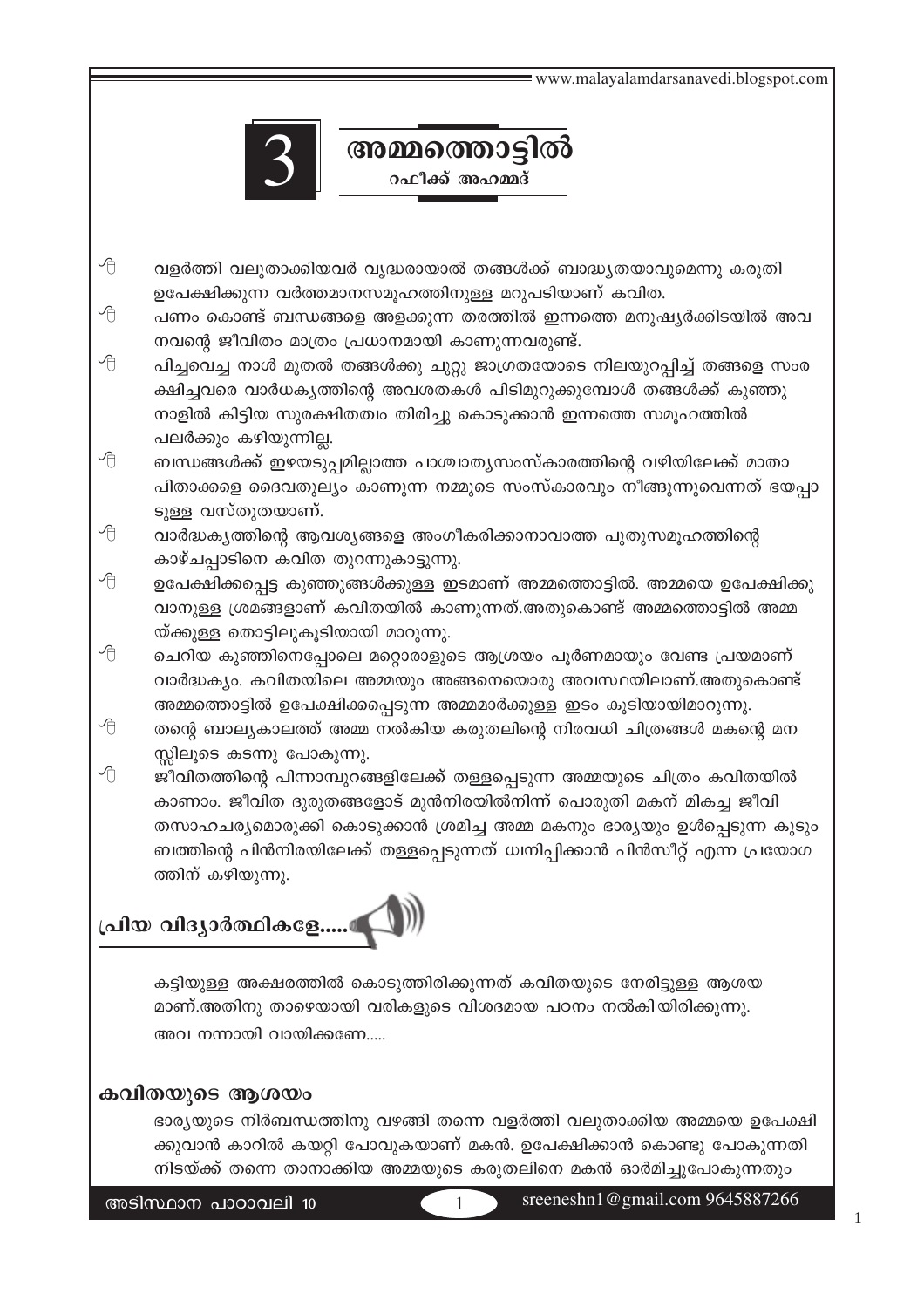# 3 അമ്മത്തൊട്ടിൽ

**റഫീക്ക് അഹമ്മദ്**

- വളർത്തി വലുതാക്കിയവർ വൃദ്ധരായാൽ തങ്ങൾക്ക് ബാദ്ധ്യതയാവുമെന്നു കരുതി ഉപേക്ഷിക്കുന്ന വർത്തമാനസമൂഹത്തിനുള്ള മറുപടിയാണ് കവിത.
- പണം കൊണ്ട് ബന്ധങ്ങളെ അളക്കുന്ന തരത്തിൽ ഇന്നത്തെ മനുഷ്യർക്കിടയിൽ അവ നവന്റെ ജീവിതം മാത്രം പ്രധാനമായി കാണുന്നവരുണ്ട്.
- പിച്ചവെച്ച നാൾ മുതൽ തങ്ങൾക്കു ചുറ്റു ജാഗ്രതയോടെ നിലയുറപ്പിച്ച് തങ്ങളെ സംര ക്ഷിച്ചവരെ വാർധക്യത്തിന്റെ അവശതകൾ പിടിമുറുക്കുമ്പോൾ തങ്ങൾക്ക് കുഞ്ഞു നാളിൽ കിട്ടിയ സുരക്ഷിതത്വം തിരിച്ചു കൊടുക്കാൻ ഇന്നത്തെ സമൂഹത്തിൽ പലർക്കും കഴിയുന്നില്ല.
- ബന്ധങ്ങൾക്ക് ഇഴയടുപ്പമില്ലാത്ത പാശ്ചാത്യസംസ്കാരത്തിന്റെ വഴിയിലേക്ക് മാതാ പിതാക്കളെ ദൈവതുല്യം കാണുന്ന നമ്മുടെ സംസ്കാരവും നീങ്ങുന്നുവെന്നത് ഭയപ്പാ ടുള്ള വസ്തുതയാണ്.
- വാർദ്ധക്യത്തിന്റെ ആവശ്യങ്ങളെ അംഗീകരിക്കാനാവാത്ത പുതുസമൂഹത്തിന്റെ കാഴ്ചപ്പാടിനെ കവിത തുറന്നുകാട്ടുന്നു.
- ഉപേക്ഷിക്കപ്പെട്ട കുഞ്ഞുങ്ങൾക്കുള്ള ഇടമാണ് അമ്മത്തൊട്ടിൽ. അമ്മയെ ഉപേക്ഷിക്കു വാനുള്ള ശ്രമങ്ങളാണ് കവിതയിൽ കാണുന്നത്.അതുകൊണ്ട് അമ്മത്തൊട്ടിൽ അമ്മ യ്ക്കുള്ള തൊട്ടിലുകൂടിയായി മാറുന്നു.
- ചെറിയ കുഞ്ഞിനെപ്പോലെ മറ്റൊരാളുടെ ആശ്രയം പൂർണമായും വേണ്ട പ്രയമാണ് വാർദ്ധക്യം. കവിതയിലെ അമ്മയും അങ്ങനെയൊരു അവസ്ഥയിലാണ്.അതുകൊണ്ട് അമ്മത്തൊട്ടിൽ ഉപേക്ഷിക്കപ്പെടുന്ന അമ്മമാർക്കുള്ള ഇടം കൂടിയായിമാറുന്നു.
- തന്റെ ബാല്യകാലത്ത് അമ്മ നൽകിയ കരുതലിന്റെ നിരവധി ചിത്രങ്ങൾ മകന്റെ മന സ്സിലൂടെ കടന്നു പോകുന്നു.
- ജീവിതത്തിന്റെ പിന്നാമ്പുറങ്ങളിലേക്ക് തള്ളപ്പെടുന്ന അമ്മയുടെ ചിത്രം കവിതയിൽ കാണാം. ജീവിത ദുരുതങ്ങളോട് മുൻനിരയിൽനിന്ന് പൊരുതി മകന് മികച്ച ജീവി തസാഹചര്യമൊരുക്കി കൊടുക്കാൻ ശ്രമിച്ച അമ്മ മകനും ഭാര്യയും ഉൾപ്പെടുന്ന കുടും ബത്തിന്റെ പിൻനിരയിലേക്ക് തള്ളപ്പെടുന്നത് ധ്വനിപ്പിക്കാൻ പിൻസീറ്റ് എന്ന പ്രയോഗ ത്തിന് കഴിയുന്നു.

## പ്രിയ വിദ്യാർത്ഥികളേ.....

കട്ടിയുള്ള അക്ഷരത്തിൽ കൊടുത്തിരിക്കുന്നത് കവിതയുടെ നേരിട്ടുള്ള ആശയ മാണ്.അതിനു താഴെയായി വരികളുടെ വിശദമായ പഠനം നൽകിയിരിക്കുന്നു. അവ നന്നായി വായിക്കണേ.....

### കവിതയുടെ ആശയം

ഭാര്യയുടെ നിർബന്ധത്തിനു വഴങ്ങി തന്നെ വളർത്തി വലുതാക്കിയ അമ്മയെ ഉപേക്ഷി ക്കുവാൻ കാറിൽ കയറ്റി പോവുകയാണ് മകൻ. ഉപേക്ഷിക്കാൻ കൊണ്ടു പോകുന്നതി നിടയ്ക്ക് തന്നെ താനാക്കിയ അമ്മയുടെ കരുതലിനെ മകൻ ഓർമിച്ചുപോകുന്നതും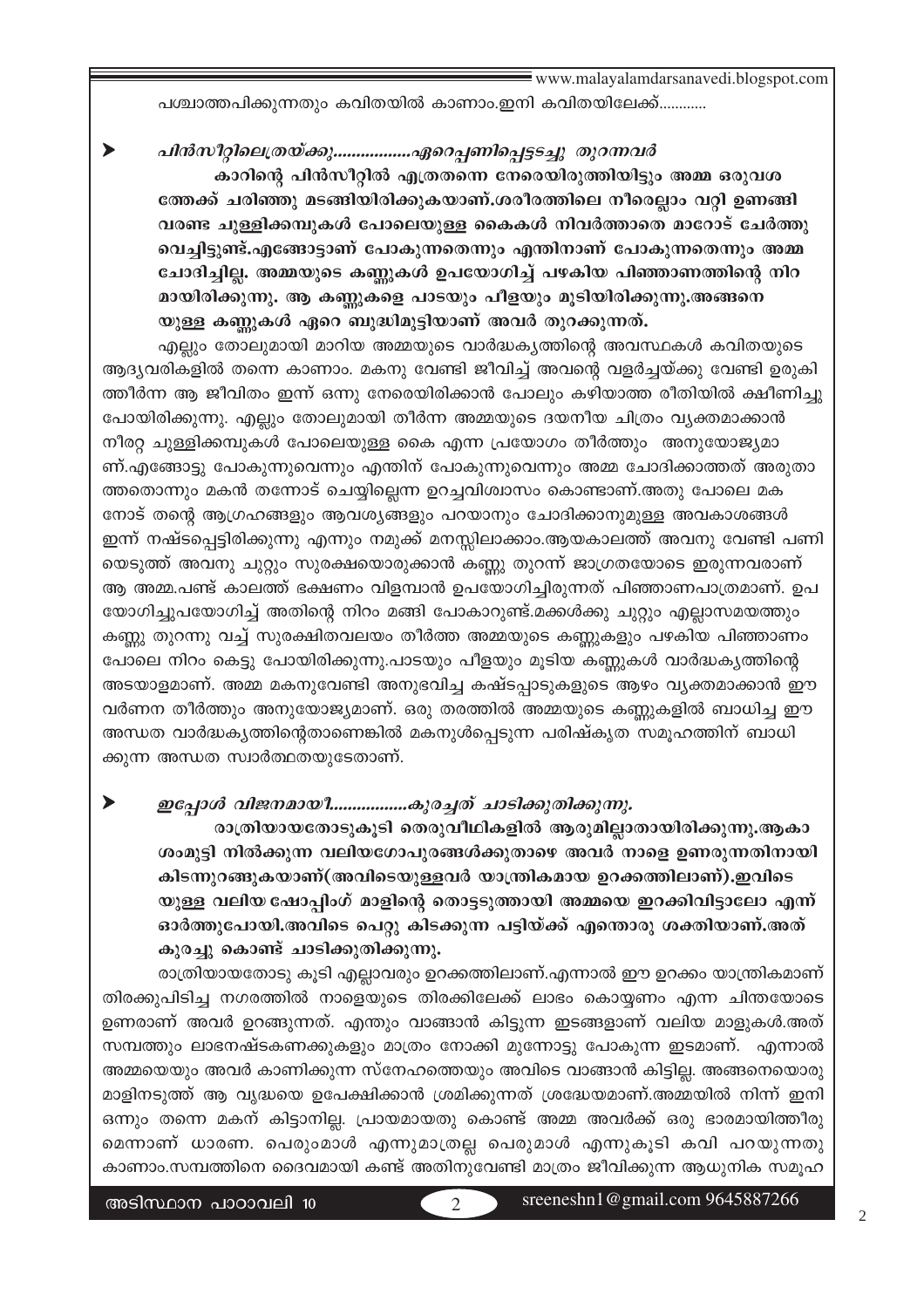പശ്ചാത്തപിക്കുന്നതും കവിതയിൽ കാണാം.ഇനി കവിതയിലേക്ക്............

- ***പിൻസീറ്റിലെത്രയ്ക്കു.................ഏറെപ്പണിപ്പെട്ടടച്ചു തുറന്നവർ***

**കാറിന്റെ പിൻസീറ്റിൽ എത്രതന്നെ നേരെയിരുത്തിയിട്ടും അമ്മ ഒരുവശത്തേക്ക് ചരിഞ്ഞു മടങ്ങിയിരിക്കുകയാണ്.ശരീരത്തിലെ നീരെല്ലാം വറ്റി ഉണങ്ങി വരണ്ട ചുള്ളിക്കമ്പുകൾ പോലെയുള്ള കൈകൾ നിവർത്താതെ മാറോട് ചേർത്തു വെച്ചിട്ടുണ്ട്.എങ്ങോട്ടാണ് പോകുന്നതെന്നും എന്തിനാണ് പോകുന്നതെന്നും അമ്മ ചോദിച്ചില്ല. അമ്മയുടെ കണ്ണുകൾ ഉപയോഗിച്ച് പഴകിയ പിഞ്ഞാണത്തിന്റെ നിറമായിരിക്കുന്നു. ആ കണ്ണുകളെ പാടയും പീളയും മൂടിയിരിക്കുന്നു.അങ്ങനെയുള്ള കണ്ണുകൾ ഏറെ ബുദ്ധിമുട്ടിയാണ് അവർ തുറക്കുന്നത്.**

എല്ലും തോലുമായി മാറിയ അമ്മയുടെ വാർദ്ധക്യത്തിന്റെ അവസ്ഥകൾ കവിതയുടെ ആദ്യവരികളിൽ തന്നെ കാണാം. മകനു വേണ്ടി ജീവിച്ച് അവന്റെ വളർച്ചയ്ക്കു വേണ്ടി ഉരുകിത്തീർന്ന ആ ജീവിതം ഇന്ന് ഒന്നു നേരെയിരിക്കാൻ പോലും കഴിയാത്ത രീതിയിൽ ക്ഷീണിച്ചു പോയിരിക്കുന്നു. എല്ലും തോലുമായി തീർന്ന അമ്മയുടെ ദയനീയ ചിത്രം വ്യക്തമാക്കാൻ നീരറ്റ ചുള്ളിക്കമ്പുകൾ പോലെയുള്ള കൈ എന്ന പ്രയോഗം തീർത്തും അനുയോജ്യമാണ്.എങ്ങോട്ടു പോകുന്നുവെന്നും എന്തിന് പോകുന്നുവെന്നും അമ്മ ചോദിക്കാത്തത് അരുതാത്തതൊന്നും മകൻ തന്നോട് ചെയ്യില്ലെന്ന ഉറച്ചവിശ്വാസം കൊണ്ടാണ്.അതു പോലെ മകനോട് തന്റെ ആഗ്രഹങ്ങളും ആവശ്യങ്ങളും പറയാനും ചോദിക്കാനുമുള്ള അവകാശങ്ങൾ ഇന്ന് നഷ്ടപ്പെട്ടിരിക്കുന്നു എന്നും നമുക്ക് മനസ്സിലാക്കാം.ആയകാലത്ത് അവനു വേണ്ടി പണിയെടുത്ത് അവനു ചുറ്റും സുരക്ഷയൊരുക്കാൻ കണ്ണു തുറന്ന് ജാഗ്രതയോടെ ഇരുന്നവരാണ് ആ അമ്മ.പണ്ട് കാലത്ത് ഭക്ഷണം വിളമ്പാൻ ഉപയോഗിച്ചിരുന്നത് പിഞ്ഞാണപാത്രമാണ്. ഉപയോഗിച്ചുപയോഗിച്ച് അതിന്റെ നിറം മങ്ങി പോകാറുണ്ട്.മക്കൾക്കു ചുറ്റും എല്ലാസമയത്തും കണ്ണു തുറന്നു വച്ച് സുരക്ഷിതവലയം തീർത്ത അമ്മയുടെ കണ്ണുകളും പഴകിയ പിഞ്ഞാണം പോലെ നിറം കെട്ടു പോയിരിക്കുന്നു.പാടയും പീളയും മൂടിയ കണ്ണുകൾ വാർദ്ധക്യത്തിന്റെ അടയാളമാണ്. അമ്മ മകനുവേണ്ടി അനുഭവിച്ച കഷ്ടപ്പാടുകളുടെ ആഴം വ്യക്തമാക്കാൻ ഈ വർണന തീർത്തും അനുയോജ്യമാണ്. ഒരു തരത്തിൽ അമ്മയുടെ കണ്ണുകളിൽ ബാധിച്ച ഈ അന്ധത വാർദ്ധക്യത്തിന്റേതാണെങ്കിൽ മകനുൾപ്പെടുന്ന പരിഷ്കൃത സമൂഹത്തിന് ബാധിക്കുന്ന അന്ധത സ്വാർത്ഥതയുടേതാണ്.

- ***ഇപ്പോൾ വിജനമായീ.................കുരച്ചത് ചാടിക്കുതിക്കുന്നു.***

**രാത്രിയായതോടുകൂടി തെരുവീഥികളിൽ ആരുമില്ലാതായിരിക്കുന്നു.ആകാശംമുട്ടി നിൽക്കുന്ന വലിയഗോപുരങ്ങൾക്കുതാഴെ അവർ നാളെ ഉണരുന്നതിനായി കിടന്നുറങ്ങുകയാണ്(അവിടെയുള്ളവർ യാന്ത്രികമായ ഉറക്കത്തിലാണ്).ഇവിടെയുള്ള വലിയ ഷോപ്പിംഗ് മാളിന്റെ തൊട്ടടുത്തായി അമ്മയെ ഇറക്കിവിട്ടാലോ എന്ന് ഓർത്തുപോയി.അവിടെ പെറ്റു കിടക്കുന്ന പട്ടിയ്ക്ക് എന്തൊരു ശക്തിയാണ്.അത് കുരച്ചു കൊണ്ട് ചാടിക്കുതിക്കുന്നു.**

രാത്രിയായതോടു കൂടി എല്ലാവരും ഉറക്കത്തിലാണ്.എന്നാൽ ഈ ഉറക്കം യാന്ത്രികമാണ് തിരക്കുപിടിച്ച നഗരത്തിൽ നാളെയുടെ തിരക്കിലേക്ക് ലാഭം കൊയ്യണം എന്ന ചിന്തയോടെ ഉണരാണ് അവർ ഉറങ്ങുന്നത്. എന്തും വാങ്ങാൻ കിട്ടുന്ന ഇടങ്ങളാണ് വലിയ മാളുകൾ.അത് സമ്പത്തും ലാഭനഷ്ടകണക്കുകളും മാത്രം നോക്കി മുന്നോട്ടു പോകുന്ന ഇടമാണ്. എന്നാൽ അമ്മയെയും അവർ കാണിക്കുന്ന സ്നേഹത്തെയും അവിടെ വാങ്ങാൻ കിട്ടില്ല. അങ്ങനെയൊരു മാളിനടുത്ത് ആ വൃദ്ധയെ ഉപേക്ഷിക്കാൻ ശ്രമിക്കുന്നത് ശ്രദ്ധേയമാണ്.അമ്മയിൽ നിന്ന് ഇനി ഒന്നും തന്നെ മകന് കിട്ടാനില്ല. പ്രായമായതു കൊണ്ട് അമ്മ അവർക്ക് ഒരു ഭാരമായിത്തീരുമെന്നാണ് ധാരണ. പെരുംമാൾ എന്നുമാത്രല്ല പെരുമാൾ എന്നുകൂടി കവി പറയുന്നതു കാണാം.സമ്പത്തിനെ ദൈവമായി കണ്ട് അതിനുവേണ്ടി മാത്രം ജീവിക്കുന്ന ആധുനിക സമൂഹ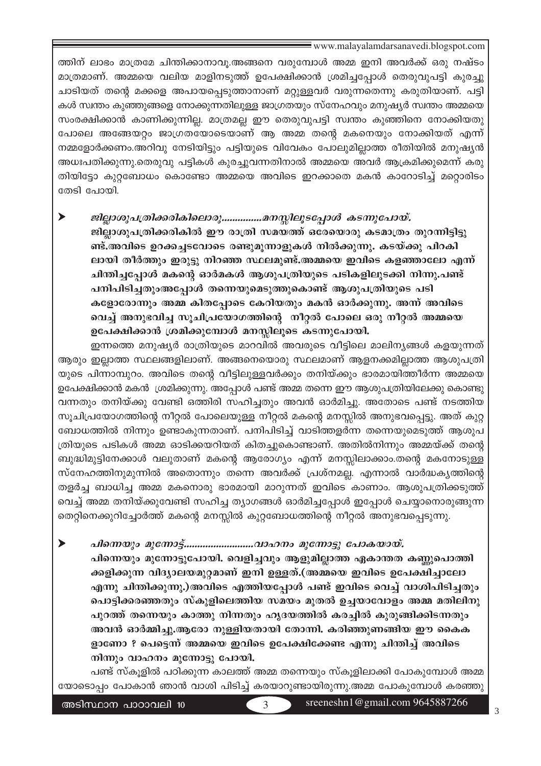ത്തിന് ലാഭം മാത്രമേ ചിന്തിക്കാനാവൂ.അങ്ങനെ വരുമ്പോൾ അമ്മ ഇനി അവർക്ക് ഒരു നഷ്ടം മാത്രമാണ്. അമ്മയെ വലിയ മാളിനടുത്ത് ഉപേക്ഷിക്കാൻ ശ്രമിച്ചപ്പോൾ തെരുവുപട്ടി കുരച്ചു ചാടിയത് തന്റെ മക്കളെ അപായപ്പെടുത്താനാണ് മറ്റുള്ളവർ വരുന്നതെന്നു കരുതിയാണ്. പട്ടികൾ സ്വന്തം കുഞ്ഞുങ്ങളെ നോക്കുന്നതിലുള്ള ജാഗ്രതയും സ്നേഹവും മനുഷ്യർ സ്വന്തം അമ്മയെ സംരക്ഷിക്കാൻ കാണിക്കുന്നില്ല. മാത്രമല്ല ഈ തെരുവുപട്ടി സ്വന്തം കുഞ്ഞിനെ നോക്കിയതു പോലെ അങ്ങേയറ്റം ജാഗ്രതയോടെയാണ് ആ അമ്മ തന്റെ മകനെയും നോക്കിയത് എന്ന് നമ്മളോർക്കണം.അറിവു നേടിയിട്ടും പട്ടിയുടെ വിവേകം പോലുമില്ലാത്ത രീതിയിൽ മനുഷ്യൻ അധഃപതിക്കുന്നു.തെരുവു പട്ടികൾ കുരച്ചുവന്നതിനാൽ അമ്മയെ അവർ ആക്രമിക്കുമെന്ന് കരുതിയിട്ടോ കുറ്റബോധം കൊണ്ടോ അമ്മയെ അവിടെ ഇറക്കാതെ മകൻ കാറോടിച്ച് മറ്റൊരിടം തേടി പോയി.

- ***ജില്ലാശുപത്രിക്കരികിലൊരു..............മനസ്സിലൂടപ്പോൾ കടന്നുപോയ്.***
  **ജില്ലാശുപത്രിക്കരികിൽ ഈ രാത്രി സമയത്ത് ഒരേയൊരു കടമാത്രം തുറന്നിട്ടിട്ടുണ്ട്.അവിടെ ഉറക്കച്ചടവോടെ രണ്ടുമൂന്നാളുകൾ നിൽക്കുന്നു. കടയ്ക്കു പിറകിലായി തീർത്തും ഇരുട്ടു നിറഞ്ഞ സ്ഥലമുണ്ട്.അമ്മയെ ഇവിടെ കളഞ്ഞാലോ എന്ന് ചിന്തിച്ചപ്പോൾ മകന്റെ ഓർമകൾ ആശുപത്രിയുടെ പടികളിലുടക്കി നിന്നു.പണ്ട് പനിപിടിച്ചതുംഅപ്പോൾ തന്നെയുമെടുത്തുകൊണ്ട് ആശുപത്രിയുടെ പടികളോരോന്നും അമ്മ കിതപ്പോടെ കേറിയതും മകൻ ഓർക്കുന്നു. അന്ന് അവിടെ വെച്ച് അനുഭവിച്ച സൂചിപ്രയോഗത്തിന്റെ നീറ്റൽ പോലെ ഒരു നീറ്റൽ അമ്മയെ ഉപേക്ഷിക്കാൻ ശ്രമിക്കുമ്പോൾ മനസ്സിലൂടെ കടന്നുപോയി.**

ഇന്നത്തെ മനുഷ്യർ രാത്രിയുടെ മാറവിൽ അവരുടെ വീട്ടിലെ മാലിന്യങ്ങൾ കളയുന്നത് ആരും ഇല്ലാത്ത സ്ഥലങ്ങളിലാണ്. അങ്ങനെയൊരു സ്ഥലമാണ് ആളനക്കമില്ലാത്ത ആശുപത്രിയുടെ പിന്നാമ്പുറം. അവിടെ തന്റെ വീട്ടിലുള്ളവർക്കും തനിയ്ക്കും ഭാരമായിത്തീർന്ന അമ്മയെ ഉപേക്ഷിക്കാൻ മകൻ ശ്രമിക്കുന്നു. അപ്പോൾ പണ്ട് അമ്മ തന്നെ ഈ ആശുപത്രിയിലേക്കു കൊണ്ടുവന്നതും തനിയ്ക്കു വേണ്ടി ഒത്തിരി സഹിച്ചതും അവൻ ഓർമിച്ചു. അതോടെ പണ്ട് നടത്തിയ സൂചിപ്രയോഗത്തിന്റെ നീറ്റൽ പോലെയുള്ള നീറ്റൽ മകന്റെ മനസ്സിൽ അനുഭവപ്പെട്ടു. അത് കുറ്റബോധത്തിൽ നിന്നും ഉണ്ടാകുന്നതാണ്. പനിപിടിച്ച് വാടിത്തളർന്ന തന്നെയുമെടുത്ത് ആശുപത്രിയുടെ പടികൾ അമ്മ ഓടിക്കയറിയത് കിതച്ചുകൊണ്ടാണ്. അതിൽനിന്നും അമ്മയ്ക്ക് തന്റെ ബുദ്ധിമുട്ടിനേക്കാൾ വലുതാണ് മകന്റെ ആരോഗ്യം എന്ന് മനസ്സിലാക്കാം.തന്റെ മകനോടുള്ള സ്നേഹത്തിനുമുന്നിൽ അതൊന്നും തന്നെ അവർക്ക് പ്രശ്നമല്ല. എന്നാൽ വാർദ്ധക്യത്തിന്റെ തളർച്ച ബാധിച്ച അമ്മ മകനൊരു ഭാരമായി മാറുന്നത് ഇവിടെ കാണാം. ആശുപത്രിക്കടുത്ത് വെച്ച് അമ്മ തനിയ്ക്കുവേണ്ടി സഹിച്ച ത്യാഗങ്ങൾ ഓർമിച്ചപ്പോൾ ഇപ്പോൾ ചെയ്യാനൊരുങ്ങുന്ന തെറ്റിനെക്കുറിച്ചോർത്ത് മകന്റെ മനസ്സിൽ കുറ്റബോധത്തിന്റെ നീറ്റൽ അനുഭവപ്പെടുന്നു.

- ***പിന്നെയും മുന്നോട്.........................വാഹനം മുന്നോട്ടു പോകയായ്.***
  **പിന്നെയും മുന്നോട്ടുപോയി. വെളിച്ചവും ആളുമില്ലാത്ത ഏകാന്തത കണ്ണുപൊത്തിക്കളിക്കുന്ന വിദ്യാലയമുറ്റമാണ് ഇനി ഉള്ളത്.(അമ്മയെ ഇവിടെ ഉപേക്ഷിച്ചാലോ എന്നു ചിന്തിക്കുന്നു.)അവിടെ എത്തിയപ്പോൾ പണ്ട് ഇവിടെ വെച്ച് വാശിപിടിച്ചതും പൊട്ടിക്കരഞ്ഞതും സ്കൂളിലെത്തിയ സമയം മുതൽ ഉച്ചയാവോളം അമ്മ മതിലിനു പുറത്ത് തന്നെയും കാത്തു നിന്നതും ഹൃദയത്തിൽ കരച്ചിൽ കുരുങ്ങിക്കിടന്നതും അവൻ ഓർമ്മിച്ചു.ആരോ നുള്ളിയതായി തോന്നി. കരിഞ്ഞുണങ്ങിയ ഈ കൈകളാണോ ? പെട്ടെന്ന് അമ്മയെ ഇവിടെ ഉപേക്ഷിക്കേണ്ട എന്നു ചിന്തിച്ച് അവിടെ നിന്നും വാഹനം മുന്നോട്ടു പോയി.**

പണ്ട് സ്കൂളിൽ പഠിക്കുന്ന കാലത്ത് അമ്മ തന്നെയും സ്കൂളിലാക്കി പോകുമ്പോൾ അമ്മയോടൊപ്പം പോകാൻ ഞാൻ വാശി പിടിച്ച് കരയാറുണ്ടായിരുന്നു.അമ്മ പോകുമ്പോൾ കരഞ്ഞു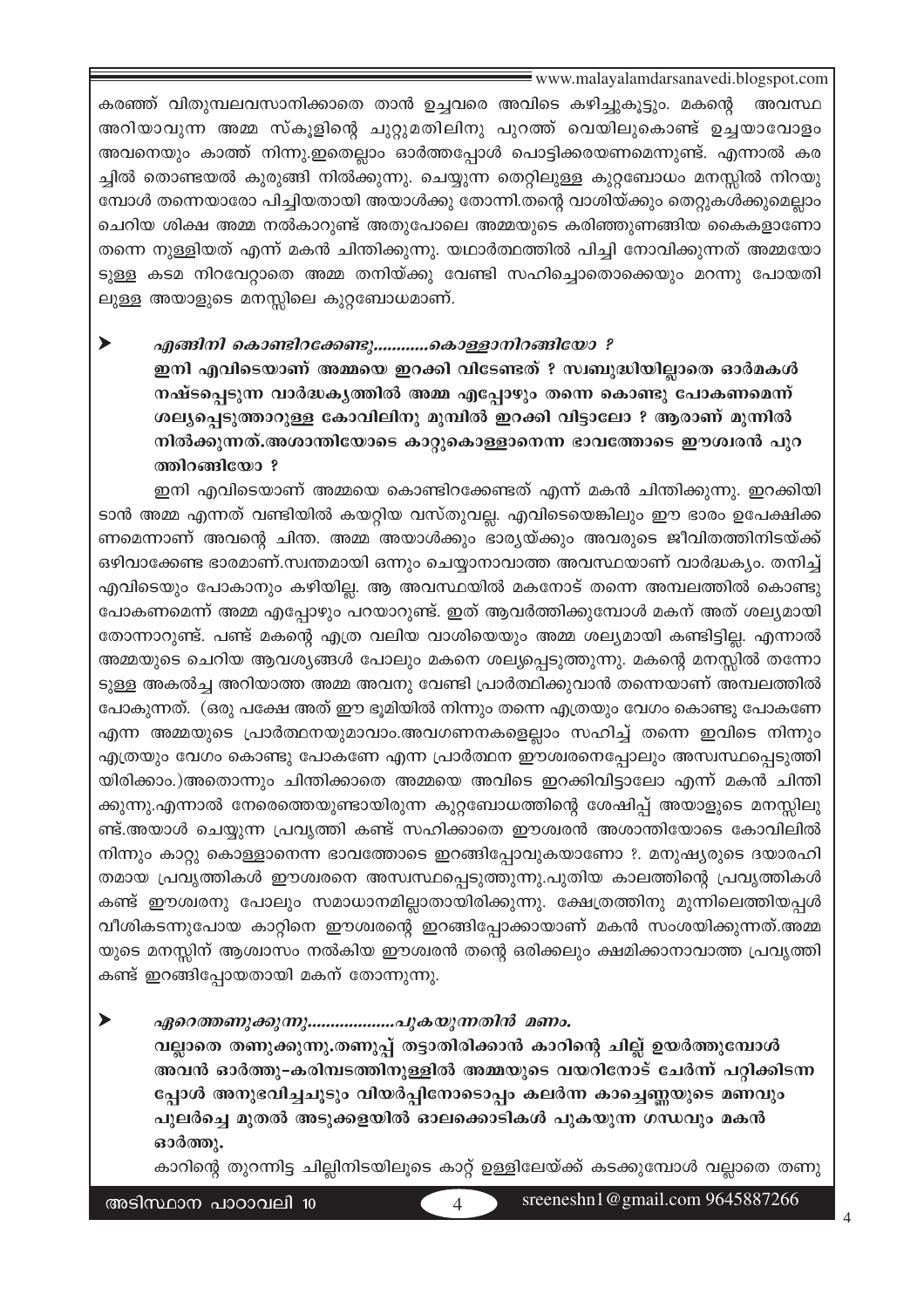കരഞ്ഞ് വിതുമ്പലവസാനിക്കാതെ താൻ ഉച്ചവരെ അവിടെ കഴിച്ചുകൂട്ടും. മകന്റെ അവസ്ഥ അറിയാവുന്ന അമ്മ സ്കൂളിന്റെ ചുറ്റുമതിലിനു പുറത്ത് വെയിലുകൊണ്ട് ഉച്ചയാവോളം അവനെയും കാത്ത് നിന്നു.ഇതെല്ലാം ഓർത്തപ്പോൾ പൊട്ടിക്കരയണമെന്നുണ്ട്. എന്നാൽ കര ച്ചിൽ തൊണ്ടയൽ കുരുങ്ങി നിൽക്കുന്നു. ചെയ്യുന്ന തെറ്റിലുള്ള കുറ്റബോധം മനസ്സിൽ നിറയു മ്പോൾ തന്നെയാരോ പിച്ചിയതായി അയാൾക്കു തോന്നി.തന്റെ വാശിയ്ക്കും തെറ്റുകൾക്കുമെല്ലാം ചെറിയ ശിക്ഷ അമ്മ നൽകാറുണ്ട് അതുപോലെ അമ്മയുടെ കരിഞ്ഞുണങ്ങിയ കൈകളാണോ തന്നെ നുള്ളിയത് എന്ന് മകൻ ചിന്തിക്കുന്നു. യഥാർത്ഥത്തിൽ പിച്ചി നോവിക്കുന്നത് അമ്മയോ ടുള്ള കടമ നിറവേറ്റാതെ അമ്മ തനിയ്ക്കു വേണ്ടി സഹിച്ചതൊക്കെയും മറന്നു പോയതി ലുള്ള അയാളുടെ മനസ്സിലെ കുറ്റബോധമാണ്.

- *എങ്ങിനി കൊണ്ടിറക്കേണ്ടു............കൊള്ളാനിറങ്ങിയോ ?*

  **ഇനി എവിടെയാണ് അമ്മയെ ഇറക്കി വിടേണ്ടത് ? സ്വബുദ്ധിയില്ലാതെ ഓർമകൾ നഷ്ടപ്പെടുന്ന വാർദ്ധക്യത്തിൽ അമ്മ എപ്പോഴും തന്നെ കൊണ്ടു പോകണമെന്ന് ശല്യപ്പെടുത്താറുള്ള കോവിലിനു മുമ്പിൽ ഇറക്കി വിട്ടാലോ ? ആരാണ് മുന്നിൽ നിൽക്കുന്നത്.അശാന്തിയോടെ കാറ്റുകൊള്ളാനെന്ന ഭാവത്തോടെ ഈശ്വരൻ പുറ ത്തിറങ്ങിയോ ?**

  ഇനി എവിടെയാണ് അമ്മയെ കൊണ്ടിറക്കേണ്ടത് എന്ന് മകൻ ചിന്തിക്കുന്നു. ഇറക്കിയി ടാൻ അമ്മ എന്നത് വണ്ടിയിൽ കയറ്റിയ വസ്തുവല്ല. എവിടെയെങ്കിലും ഈ ഭാരം ഉപേക്ഷിക്ക ണമെന്നാണ് അവന്റെ ചിന്ത. അമ്മ അയാൾക്കും ഭാര്യയ്ക്കും അവരുടെ ജീവിതത്തിനിടയ്ക്ക് ഒഴിവാക്കേണ്ട ഭാരമാണ്.സ്വന്തമായി ഒന്നും ചെയ്യാനാവാത്ത അവസ്ഥയാണ് വാർദ്ധക്യം. തനിച്ച് എവിടെയും പോകാനും കഴിയില്ല. ആ അവസ്ഥയിൽ മകനോട് തന്നെ അമ്പലത്തിൽ കൊണ്ടു പോകണമെന്ന് അമ്മ എപ്പോഴും പറയാറുണ്ട്. ഇത് ആവർത്തിക്കുമ്പോൾ മകന് അത് ശല്യമായി തോന്നാറുണ്ട്. പണ്ട് മകന്റെ എത്ര വലിയ വാശിയെയും അമ്മ ശല്യമായി കണ്ടിട്ടില്ല. എന്നാൽ അമ്മയുടെ ചെറിയ ആവശ്യങ്ങൾ പോലും മകനെ ശല്യപ്പെടുത്തുന്നു. മകന്റെ മനസ്സിൽ തന്നോ ടുള്ള അകൽച്ച അറിയാത്ത അമ്മ അവനു വേണ്ടി പ്രാർത്ഥിക്കുവാൻ തന്നെയാണ് അമ്പലത്തിൽ പോകുന്നത്. (ഒരു പക്ഷേ അത് ഈ ഭൂമിയിൽ നിന്നും തന്നെ എത്രയും വേഗം കൊണ്ടു പോകണേ എന്ന അമ്മയുടെ പ്രാർത്ഥനയുമാവാം.അവഗണനകളെല്ലാം സഹിച്ച് തന്നെ ഇവിടെ നിന്നും എത്രയും വേഗം കൊണ്ടു പോകണേ എന്ന പ്രാർത്ഥന ഈശ്വരനെപ്പോലും അസ്വസ്ഥപ്പെടുത്തി യിരിക്കാം.)അതൊന്നും ചിന്തിക്കാതെ അമ്മയെ അവിടെ ഇറക്കിവിട്ടാലോ എന്ന് മകൻ ചിന്തി ക്കുന്നു.എന്നാൽ നേരെത്തെയുണ്ടായിരുന്ന കുറ്റബോധത്തിന്റെ ശേഷിപ്പ് അയാളുടെ മനസ്സിലു ണ്ട്.അയാൾ ചെയ്യുന്ന പ്രവൃത്തി കണ്ട് സഹിക്കാതെ ഈശ്വരൻ അശാന്തിയോടെ കോവിലിൽ നിന്നും കാറ്റു കൊള്ളാനെന്ന ഭാവത്തോടെ ഇറങ്ങിപ്പോവുകയാണോ ?. മനുഷ്യരുടെ ദയാരഹി തമായ പ്രവൃത്തികൾ ഈശ്വരനെ അസ്വസ്ഥപ്പെടുത്തുന്നു.പുതിയ കാലത്തിന്റെ പ്രവൃത്തികൾ കണ്ട് ഈശ്വരനു പോലും സമാധാനമില്ലാതായിരിക്കുന്നു. ക്ഷേത്രത്തിനു മുന്നിലെത്തിയപ്പൾ വീശികടന്നുപോയ കാറ്റിനെ ഈശ്വരന്റെ ഇറങ്ങിപ്പോക്കായാണ് മകൻ സംശയിക്കുന്നത്.അമ്മ യുടെ മനസ്സിന് ആശ്വാസം നൽകിയ ഈശ്വരൻ തന്റെ ഒരിക്കലും ക്ഷമിക്കാനാവാത്ത പ്രവൃത്തി കണ്ട് ഇറങ്ങിപ്പോയതായി മകന് തോന്നുന്നു.

- *ഏറെത്തണുക്കുന്നു..................പുകയുന്നതിൻ മണം.*

  **വല്ലാതെ തണുക്കുന്നു.തണുപ്പ് തട്ടാതിരിക്കാൻ കാറിന്റെ ചില്ല് ഉയർത്തുമ്പോൾ അവൻ ഓർത്തു-കരിമ്പടത്തിനുള്ളിൽ അമ്മയുടെ വയറിനോട് ചേർന്ന് പറ്റിക്കിടന്ന പ്പോൾ അനുഭവിച്ചചൂടും വിയർപ്പിനോടൊപ്പം കലർന്ന കാച്ചെണ്ണയുടെ മണവും പുലർച്ചെ മുതൽ അടുക്കളയിൽ ഓലക്കൊടികൾ പുകയുന്ന ഗന്ധവും മകൻ ഓർത്തു.**

  കാറിന്റെ തുറന്നിട്ട ചില്ലിനിടയിലൂടെ കാറ്റ് ഉള്ളിലേയ്ക്ക് കടക്കുമ്പോൾ വല്ലാതെ തണു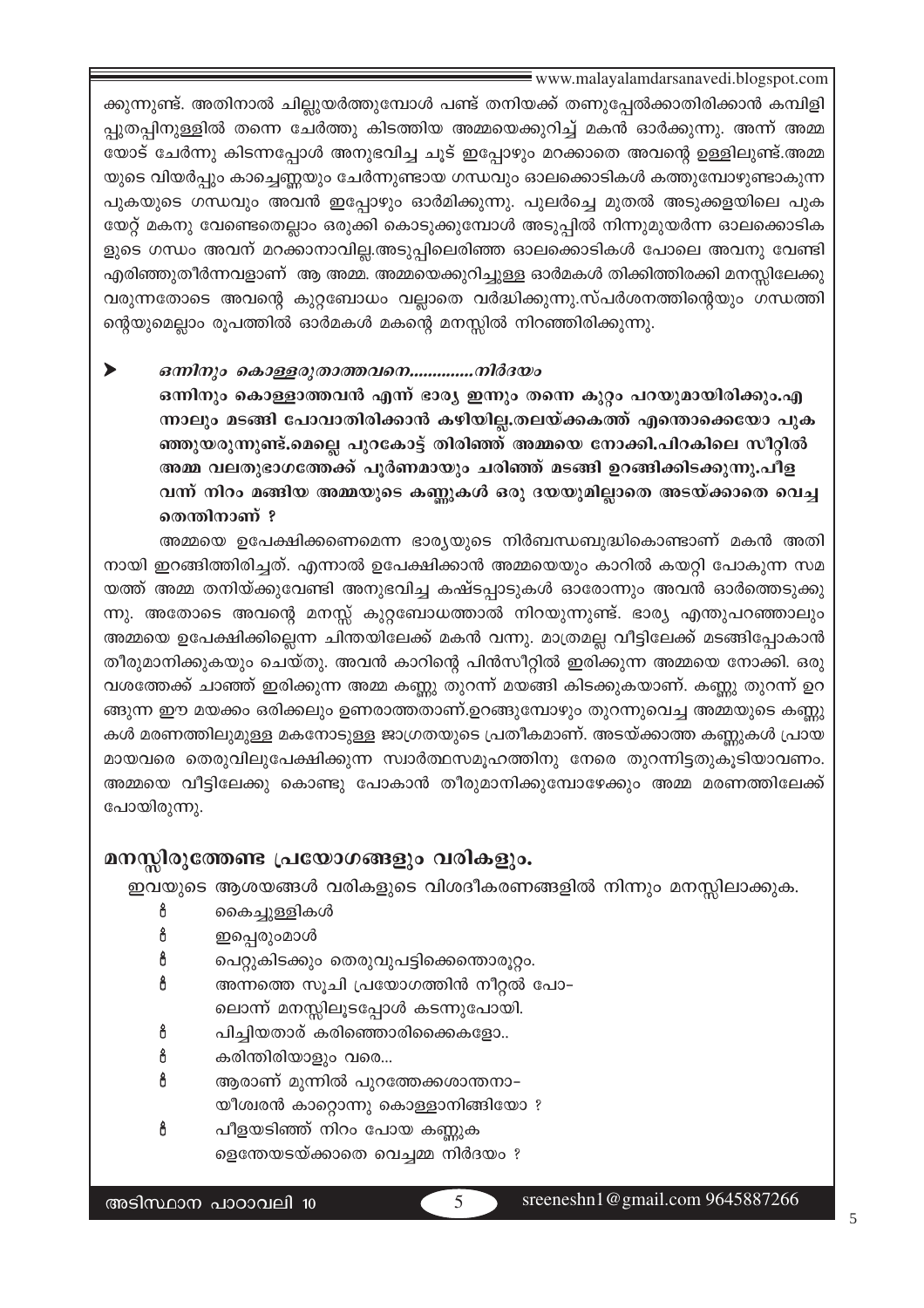ക്കുന്നുണ്ട്. അതിനാൽ ചില്ലുയർത്തുമ്പോൾ പണ്ട് തനിയക്ക് തണുപ്പേൽക്കാതിരിക്കാൻ കമ്പിളി പ്പുതപ്പിനുള്ളിൽ തന്നെ ചേർത്തു കിടത്തിയ അമ്മയെക്കുറിച്ച് മകൻ ഓർക്കുന്നു. അന്ന് അമ്മ യോട് ചേർന്നു കിടന്നപ്പോൾ അനുഭവിച്ച ചൂട് ഇപ്പോഴും മറക്കാതെ അവന്റെ ഉള്ളിലുണ്ട്.അമ്മ യുടെ വിയർപ്പും കാച്ചെണ്ണയും ചേർന്നുണ്ടായ ഗന്ധവും ഓലക്കൊടികൾ കത്തുമ്പോഴുണ്ടാകുന്ന പുകയുടെ ഗന്ധവും അവൻ ഇപ്പോഴും ഓർമിക്കുന്നു. പുലർച്ചെ മുതൽ അടുക്കളയിലെ പുക യേറ്റ് മകനു വേണ്ടതെല്ലാം ഒരുക്കി കൊടുക്കുമ്പോൾ അടുപ്പിൽ നിന്നുമുയർന്ന ഓലക്കൊടിക ളുടെ ഗന്ധം അവന് മറക്കാനാവില്ല.അടുപ്പിലെരിഞ്ഞ ഓലക്കൊടികൾ പോലെ അവനു വേണ്ടി എരിഞ്ഞുതീർന്നവളാണ് ആ അമ്മ. അമ്മയെക്കുറിച്ചുള്ള ഓർമകൾ തിക്കിത്തിരക്കി മനസ്സിലേക്കു വരുന്നതോടെ അവന്റെ കുറ്റബോധം വല്ലാതെ വർദ്ധിക്കുന്നു.സ്പർശനത്തിന്റെയും ഗന്ധത്തി ന്റെയുമെല്ലാം രൂപത്തിൽ ഓർമകൾ മകന്റെ മനസ്സിൽ നിറഞ്ഞിരിക്കുന്നു.

- ***ഒന്നിനും കൊള്ളരുതാത്തവനെ.............നിർദയം***

  **ഒന്നിനും കൊള്ളാത്തവൻ എന്ന് ഭാര്യ ഇന്നും തന്നെ കുറ്റം പറയുമായിരിക്കും.എ ന്നാലും മടങ്ങി പോവാതിരിക്കാൻ കഴിയില്ല.തലയ്ക്കകത്ത് എന്തൊക്കെയോ പുക ഞ്ഞുയരുന്നുണ്ട്.മെല്ലെ പുറകോട്ട് തിരിഞ്ഞ് അമ്മയെ നോക്കി.പിറകിലെ സീറ്റിൽ അമ്മ വലതുഭാഗത്തേക്ക് പൂർണമായും ചരിഞ്ഞ് മടങ്ങി ഉറങ്ങിക്കിടക്കുന്നു.പീള വന്ന് നിറം മങ്ങിയ അമ്മയുടെ കണ്ണുകൾ ഒരു ദയയുമില്ലാതെ അടയ്ക്കാതെ വെച്ച തെന്തിനാണ് ?**

അമ്മയെ ഉപേക്ഷിക്കണമെന്ന ഭാര്യയുടെ നിർബന്ധബുദ്ധികൊണ്ടാണ് മകൻ അതി നായി ഇറങ്ങിത്തിരിച്ചത്. എന്നാൽ ഉപേക്ഷിക്കാൻ അമ്മയെയും കാറിൽ കയറ്റി പോകുന്ന സമ യത്ത് അമ്മ തനിയ്ക്കുവേണ്ടി അനുഭവിച്ച കഷ്ടപ്പാടുകൾ ഓരോന്നും അവൻ ഓർത്തെടുക്കു ന്നു. അതോടെ അവന്റെ മനസ്സ് കുറ്റബോധത്താൽ നിറയുന്നുണ്ട്. ഭാര്യ എന്തുപറഞ്ഞാലും അമ്മയെ ഉപേക്ഷിക്കില്ലെന്ന ചിന്തയിലേക്ക് മകൻ വന്നു. മാത്രമല്ല വീട്ടിലേക്ക് മടങ്ങിപ്പോകാൻ തീരുമാനിക്കുകയും ചെയ്തു. അവൻ കാറിന്റെ പിൻസീറ്റിൽ ഇരിക്കുന്ന അമ്മയെ നോക്കി. ഒരു വശത്തേക്ക് ചാഞ്ഞ് ഇരിക്കുന്ന അമ്മ കണ്ണു തുറന്ന് മയങ്ങി കിടക്കുകയാണ്. കണ്ണു തുറന്ന് ഉറ ങ്ങുന്ന ഈ മയക്കം ഒരിക്കലും ഉണരാത്തതാണ്.ഉറങ്ങുമ്പോഴും തുറന്നുവെച്ച അമ്മയുടെ കണ്ണു കൾ മരണത്തിലുമുള്ള മകനോടുള്ള ജാഗ്രതയുടെ പ്രതീകമാണ്. അടയ്ക്കാത്ത കണ്ണുകൾ പ്രായ മായവരെ തെരുവിലുപേക്ഷിക്കുന്ന സ്വാർത്ഥസമൂഹത്തിനു നേരെ തുറന്നിട്ടതുകൂടിയാവണം. അമ്മയെ വീട്ടിലേക്കു കൊണ്ടു പോകാൻ തീരുമാനിക്കുമ്പോഴേക്കും അമ്മ മരണത്തിലേക്ക് പോയിരുന്നു.

## മനസ്സിരുത്തേണ്ട പ്രയോഗങ്ങളും വരികളും.

ഇവയുടെ ആശയങ്ങൾ വരികളുടെ വിശദീകരണങ്ങളിൽ നിന്നും മനസ്സിലാക്കുക.

- കൈച്ചുള്ളികൾ
- ഇപ്പെരുമാൾ
- പെറ്റുകിടക്കും തെരുവുപട്ടിക്കെന്തൊരുറ്റം.
- അന്നത്തെ സൂചി പ്രയോഗത്തിൻ നീറ്റൽ പോ-
  ലൊന്ന് മനസ്സിലൂടപ്പോൾ കടന്നുപോയി.
- പിച്ചിയതാര് കരിഞ്ഞൊരിക്കൈകളോ..
- കരിന്തിരിയാളും വരെ...
- ആരാണ് മുന്നിൽ പുറത്തേക്കശാന്തനാ-
  യീശ്വരൻ കാറ്റൊന്നു കൊള്ളാനിങ്ങിയോ ?
- പീളയടിഞ്ഞ് നിറം പോയ കണ്ണുക
  ളെന്തേയടയ്ക്കാതെ വെച്ചമ്മ നിർദയം ?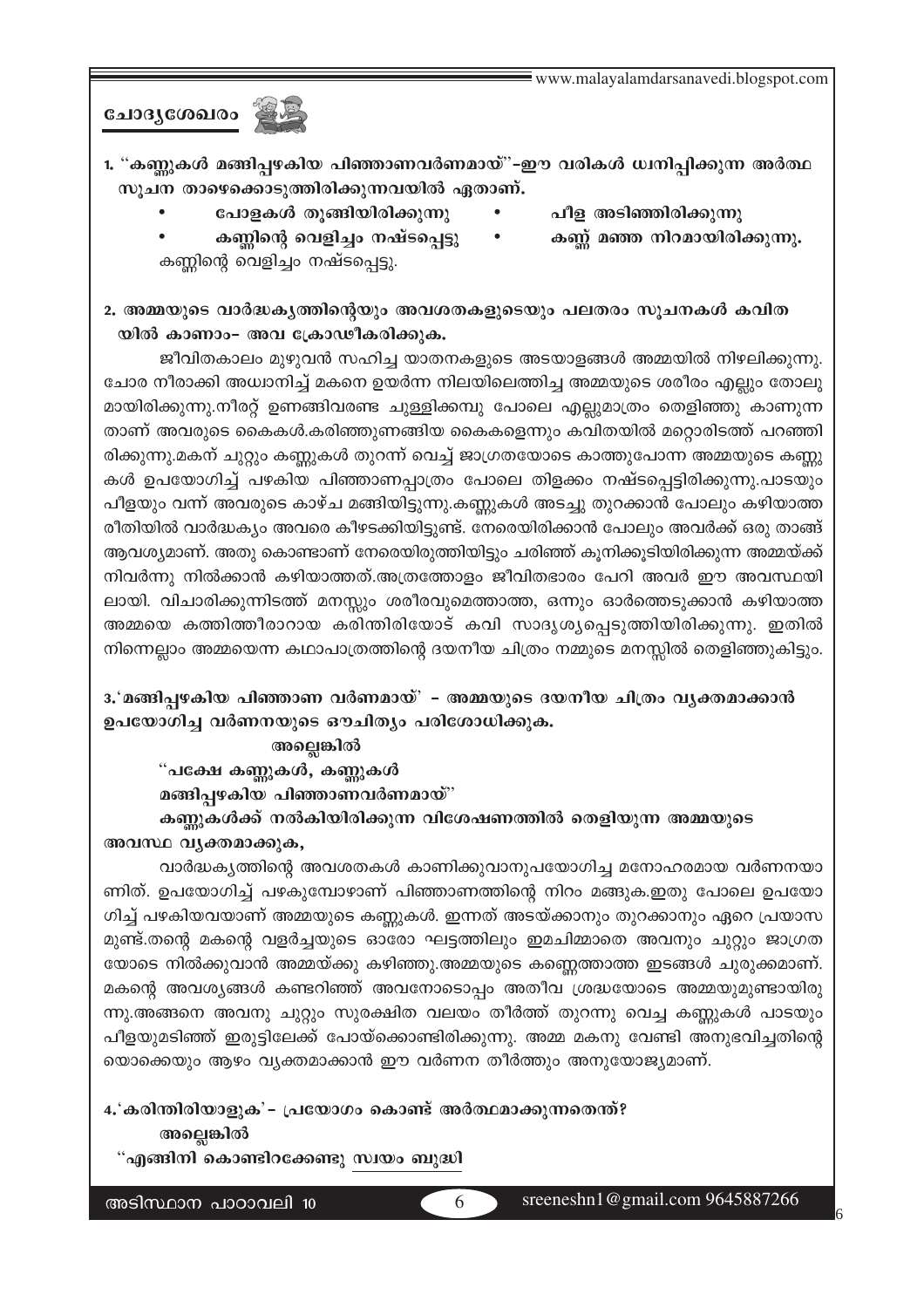## ചോദ്യശേഖരം

**1. ''കണ്ണുകൾ മങ്ങിപ്പഴകിയ പിഞ്ഞാണവർണമായ്''-ഈ വരികൾ ധ്വനിപ്പിക്കുന്ന അർത്ഥ സൂചന താഴെക്കൊടുത്തിരിക്കുന്നവയിൽ ഏതാണ്.**

- **പോളകൾ തൂങ്ങിയിരിക്കുന്നു**
- **പീള അടിഞ്ഞിരിക്കുന്നു**
- **കണ്ണിന്റെ വെളിച്ചം നഷ്ടപ്പെട്ടു**
- **കണ്ണ് മഞ്ഞ നിറമായിരിക്കുന്നു.**

കണ്ണിന്റെ വെളിച്ചം നഷ്ടപ്പെട്ടു.

**2. അമ്മയുടെ വാർദ്ധക്യത്തിന്റെയും അവശതകളുടെയും പലതരം സൂചനകൾ കവിതയിൽ കാണാം– അവ ക്രോഡീകരിക്കുക.**

ജീവിതകാലം മുഴുവൻ സഹിച്ച യാതനകളുടെ അടയാളങ്ങൾ അമ്മയിൽ നിഴലിക്കുന്നു. ചോര നീരാക്കി അധ്വാനിച്ച് മകനെ ഉയർന്ന നിലയിലെത്തിച്ച അമ്മയുടെ ശരീരം എല്ലും തോലുമായിരിക്കുന്നു.നീരറ്റ് ഉണങ്ങിവരണ്ട ചുള്ളിക്കമ്പു പോലെ എല്ലുമാത്രം തെളിഞ്ഞു കാണുന്നതാണ് അവരുടെ കൈകൾ.കരിഞ്ഞുണങ്ങിയ കൈകളെന്നും കവിതയിൽ മറ്റൊരിടത്ത് പറഞ്ഞിരിക്കുന്നു.മകന് ചുറ്റും കണ്ണുകൾ തുറന്ന് വെച്ച് ജാഗ്രതയോടെ കാത്തുപോന്ന അമ്മയുടെ കണ്ണുകൾ ഉപയോഗിച്ച് പഴകിയ പിഞ്ഞാണപ്പാത്രം പോലെ തിളക്കം നഷ്ടപ്പെട്ടിരിക്കുന്നു.പാടയും പീളയും വന്ന് അവരുടെ കാഴ്ച മങ്ങിയിട്ടുന്നു.കണ്ണുകൾ അടച്ചു തുറക്കാൻ പോലും കഴിയാത്ത രീതിയിൽ വാർദ്ധക്യം അവരെ കീഴടക്കിയിട്ടുണ്ട്. നേരെയിരിക്കാൻ പോലും അവർക്ക് ഒരു താങ്ങ് ആവശ്യമാണ്. അതു കൊണ്ടാണ് നേരെയിരുത്തിയിട്ടും ചരിഞ്ഞ് കൂനിക്കൂടിയിരിക്കുന്ന അമ്മയ്ക്ക് നിവർന്നു നിൽക്കാൻ കഴിയാത്തത്.അത്രത്തോളം ജീവിതഭാരം പേറി അവർ ഈ അവസ്ഥയിലായി. വിചാരിക്കുന്നിടത്ത് മനസ്സും ശരീരവുമെത്താത്ത, ഒന്നും ഓർത്തെടുക്കാൻ കഴിയാത്ത അമ്മയെ കത്തിത്തീരാറായ കരിന്തിരിയോട് കവി സാദൃശ്യപ്പെടുത്തിയിരിക്കുന്നു. ഇതിൽ നിന്നെല്ലാം അമ്മയെന്ന കഥാപാത്രത്തിന്റെ ദയനീയ ചിത്രം നമ്മുടെ മനസ്സിൽ തെളിഞ്ഞുകിട്ടും.

**3.'മങ്ങിപ്പഴകിയ പിഞ്ഞാണ വർണമായ്' – അമ്മയുടെ ദയനീയ ചിത്രം വ്യക്തമാക്കാൻ ഉപയോഗിച്ച വർണനയുടെ ഔചിത്യം പരിശോധിക്കുക.**

**അല്ലെങ്കിൽ**

**''പക്ഷേ കണ്ണുകൾ, കണ്ണുകൾ**
**മങ്ങിപ്പഴകിയ പിഞ്ഞാണവർണമായ്''**

**കണ്ണുകൾക്ക് നൽകിയിരിക്കുന്ന വിശേഷണത്തിൽ തെളിയുന്ന അമ്മയുടെ അവസ്ഥ വ്യക്തമാക്കുക,**

വാർദ്ധക്യത്തിന്റെ അവശതകൾ കാണിക്കുവാനുപയോഗിച്ച മനോഹരമായ വർണനയാണിത്. ഉപയോഗിച്ച് പഴകുമ്പോഴാണ് പിഞ്ഞാണത്തിന്റെ നിറം മങ്ങുക.ഇതു പോലെ ഉപയോഗിച്ച് പഴകിയവയാണ് അമ്മയുടെ കണ്ണുകൾ. ഇന്നത് അടയ്ക്കാനും തുറക്കാനും ഏറെ പ്രയാസമുണ്ട്.തന്റെ മകന്റെ വളർച്ചയുടെ ഓരോ ഘട്ടത്തിലും ഇമചിമ്മാതെ അവനും ചുറ്റും ജാഗ്രതയോടെ നിൽക്കുവാൻ അമ്മയ്ക്കു കഴിഞ്ഞു.അമ്മയുടെ കണ്ണെത്താത്ത ഇടങ്ങൾ ചുരുക്കമാണ്. മകന്റെ അവശ്യങ്ങൾ കണ്ടറിഞ്ഞ് അവനോടൊപ്പം അതീവ ശ്രദ്ധയോടെ അമ്മയുമുണ്ടായിരുന്നു.അങ്ങനെ അവനു ചുറ്റും സുരക്ഷിത വലയം തീർത്ത് തുറന്നു വെച്ച കണ്ണുകൾ പാടയും പീളയുമടിഞ്ഞ് ഇരുട്ടിലേക്ക് പോയ്ക്കൊണ്ടിരിക്കുന്നു. അമ്മ മകനു വേണ്ടി അനുഭവിച്ചതിന്റെയൊക്കെയും ആഴം വ്യക്തമാക്കാൻ ഈ വർണന തീർത്തും അനുയോജ്യമാണ്.

**4.'കരിന്തിരിയാളുക'– പ്രയോഗം കൊണ്ട് അർത്ഥമാക്കുന്നതെന്ത്?**

**അല്ലെങ്കിൽ**

**''എങ്ങിനി കൊണ്ടിറക്കേണ്ടു സ്വയം ബുദ്ധി**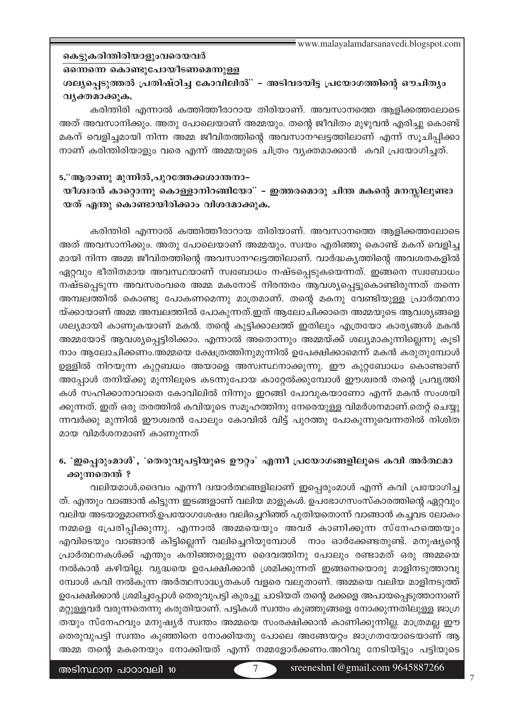**കെട്ടുകരിന്തിരിയാളുംവരെയവർ**
**ഒന്നെന്നെ കൊണ്ടുപോയീടണമെന്നുള്ള**
**ശല്യപ്പെടുത്തൽ പ്രതിഷ്ഠിച്ച കോവിലിൽ" – അടിവരയിട്ട പ്രയോഗത്തിന്റെ ഔചിത്യം വ്യക്തമാക്കുക.**

കരിന്തിരി എന്നാൽ കത്തിത്തീരാറായ തിരിയാണ്. അവസാനത്തെ ആളിക്കത്തലോടെ അത് അവസാനിക്കും. അതു പോലെയാണ് അമ്മയും. തന്റെ ജീവിതം മുഴുവൻ എരിച്ചു കൊണ്ട് മകന് വെളിച്ചമായി നിന്ന അമ്മ ജീവിതത്തിന്റെ അവസാനഘട്ടത്തിലാണ് എന്ന് സൂചിപ്പിക്കാനാണ് കരിന്തിരിയാളും വരെ എന്ന് അമ്മയുടെ ചിത്രം വ്യക്തമാക്കാൻ കവി പ്രയോഗിച്ചത്.

**5."ആരാണു മുന്നിൽ,പുറത്തേക്കശാന്തനാ–**
**യീശ്വരൻ കാറ്റൊന്നു കൊള്ളാനിറങ്ങിയോ" – ഇത്തരമൊരു ചിന്ത മകന്റെ മനസ്സിലുണ്ടായത് എന്തു കൊണ്ടായിരിക്കാം വിശദമാക്കുക.**

കരിന്തിരി എന്നാൽ കത്തിത്തീരാറായ തിരിയാണ്. അവസാനത്തെ ആളിക്കത്തലോടെ അത് അവസാനിക്കും. അതു പോലെയാണ് അമ്മയും. സ്വയം എരിഞ്ഞു കൊണ്ട് മകന് വെളിച്ചമായി നിന്ന അമ്മ ജീവിതത്തിന്റെ അവസാനഘട്ടത്തിലാണ്. വാർദ്ധക്യത്തിന്റെ അവശതകളിൽ ഏറ്റവും ഭീതിതമായ അവസ്ഥയാണ് സ്വബോധം നഷ്ടപ്പെടുകയെന്നത്. ഇങ്ങനെ സ്വബോധം നഷ്ടപ്പെടുന്ന അവസരംവരെ അമ്മ മകനോട് നിരന്തരം ആവശ്യപ്പെട്ടുകൊണ്ടിരുന്നത് തന്നെ അമ്പലത്തിൽ കൊണ്ടു പോകണമെന്നു മാത്രമാണ്. തന്റെ മകനു വേണ്ടിയുള്ള പ്രാർത്ഥനായ്ക്കായാണ് അമ്മ അമ്പലത്തിൽ പോകുന്നത്.ഇത് ആലോചിക്കാതെ അമ്മയുടെ ആവശ്യങ്ങളെ ശല്യമായി കാണുകയാണ് മകൻ. തന്റെ കുട്ടിക്കാലത്ത് ഇതിലും എത്രയോ കാര്യങ്ങൾ മകൻ അമ്മയോട് ആവശ്യപ്പെട്ടിരിക്കാം. എന്നാൽ അതൊന്നും അമ്മയ്ക്ക് ശല്യമാകുന്നില്ലെന്നു കൂടി നാം ആലോചിക്കണം.അമ്മയെ ക്ഷേത്രത്തിനുമുന്നിൽ ഉപേക്ഷിക്കാമെന്ന് മകൻ കരുതുമ്പോൾ ഉള്ളിൽ നിറയുന്ന കുറ്റബധം അയാളെ അസ്വസ്ഥനാക്കുന്നു. ഈ കുറ്റബോധം കൊണ്ടാണ് അപ്പോൾ തനിയ്ക്കു മുന്നിലൂടെ കടന്നുപോയ കാറ്റേൽക്കുമ്പോൾ ഈശ്വരൻ തന്റെ പ്രവൃത്തികൾ സഹിക്കാനാവാതെ കോവിലിൽ നിന്നും ഇറങ്ങി പോവുകയാണോ എന്ന് മകൻ സംശയിക്കുന്നത്. ഇത് ഒരു തരത്തിൽ കവിയുടെ സമൂഹത്തിനു നേരെയുള്ള വിമർശനമാണ്.തെറ്റ് ചെയ്യുന്നവർക്കു മുന്നിൽ ഈശ്വരൻ പോലും കോവിൽ വിട്ട് പുറത്തു പോകുന്നുവെന്നതിൽ നിശിതമായ വിമർശനമാണ് കാണുന്നത്

**6. 'ഇപ്പെരുംമാൾ', 'തെരുവുപട്ടിയുടെ ഊറ്റം' എന്നീ പ്രയോഗങ്ങളിലൂടെ കവി അർത്ഥമാക്കുന്നതെന്ത് ?**

വലിയമാൾ,ദൈവം എന്നീ ദ്വയാർത്ഥങ്ങളിലാണ് ഇപ്പെരുംമാൾ എന്ന് കവി പ്രയോഗിച്ചത്. എന്തും വാങ്ങാൻ കിട്ടുന്ന ഇടങ്ങളാണ് വലിയ മാളുകൾ. ഉപഭോഗസംസ്കാരത്തിന്റെ ഏറ്റവും വലിയ അടയാളമാണത്.ഉപയോഗശേഷം വലിച്ചെറിഞ്ഞ് പുതിയതൊന്ന് വാങ്ങാൻ കച്ചവട ലോകം നമ്മളെ പ്രേരിപ്പിക്കുന്നു. എന്നാൽ അമ്മയെയും അവർ കാണിക്കുന്ന സ്നേഹത്തെയും എവിടെയും വാങ്ങാൻ കിട്ടില്ലെന്ന് വലിച്ചെറിയുമ്പോൾ നാം ഓർക്കേണ്ടതുണ്ട്. മനുഷ്യന്റെ പ്രാർത്ഥനകൾക്ക് എന്തും കനിഞ്ഞരുളുന്ന ദൈവത്തിനു പോലും രണ്ടാമത് ഒരു അമ്മയെ നൽകാൻ കഴിയില്ല. വൃദ്ധയെ ഉപേക്ഷിക്കാൻ ശ്രമിക്കുന്നത് ഇങ്ങനെയൊരു മാളിനടുത്താവുമ്പോൾ കവി നൽകുന്ന അർത്ഥസാദ്ധ്യതകൾ വളരെ വലുതാണ്. അമ്മയെ വലിയ മാളിനടുത്ത് ഉപേക്ഷിക്കാൻ ശ്രമിച്ചപ്പോൾ തെരുവുപട്ടി കുരച്ചു ചാടിയത് തന്റെ മക്കളെ അപായപ്പെടുത്താനാണ് മറ്റുള്ളവർ വരുന്നതെന്നു കരുതിയാണ്. പട്ടികൾ സ്വന്തം കുഞ്ഞുങ്ങളെ നോക്കുന്നതിലുള്ള ജാഗ്രതയും സ്നേഹവും മനുഷ്യർ സ്വന്തം അമ്മയെ സംരക്ഷിക്കാൻ കാണിക്കുന്നില്ല. മാത്രമല്ല ഈ തെരുവുപട്ടി സ്വന്തം കുഞ്ഞിനെ നോക്കിയതു പോലെ അങ്ങേയറ്റം ജാഗ്രതയോടെയാണ് ആ അമ്മ തന്റെ മകനെയും നോക്കിയത് എന്ന് നമ്മളോർക്കണം.അറിവു നേടിയിട്ടും പട്ടിയുടെ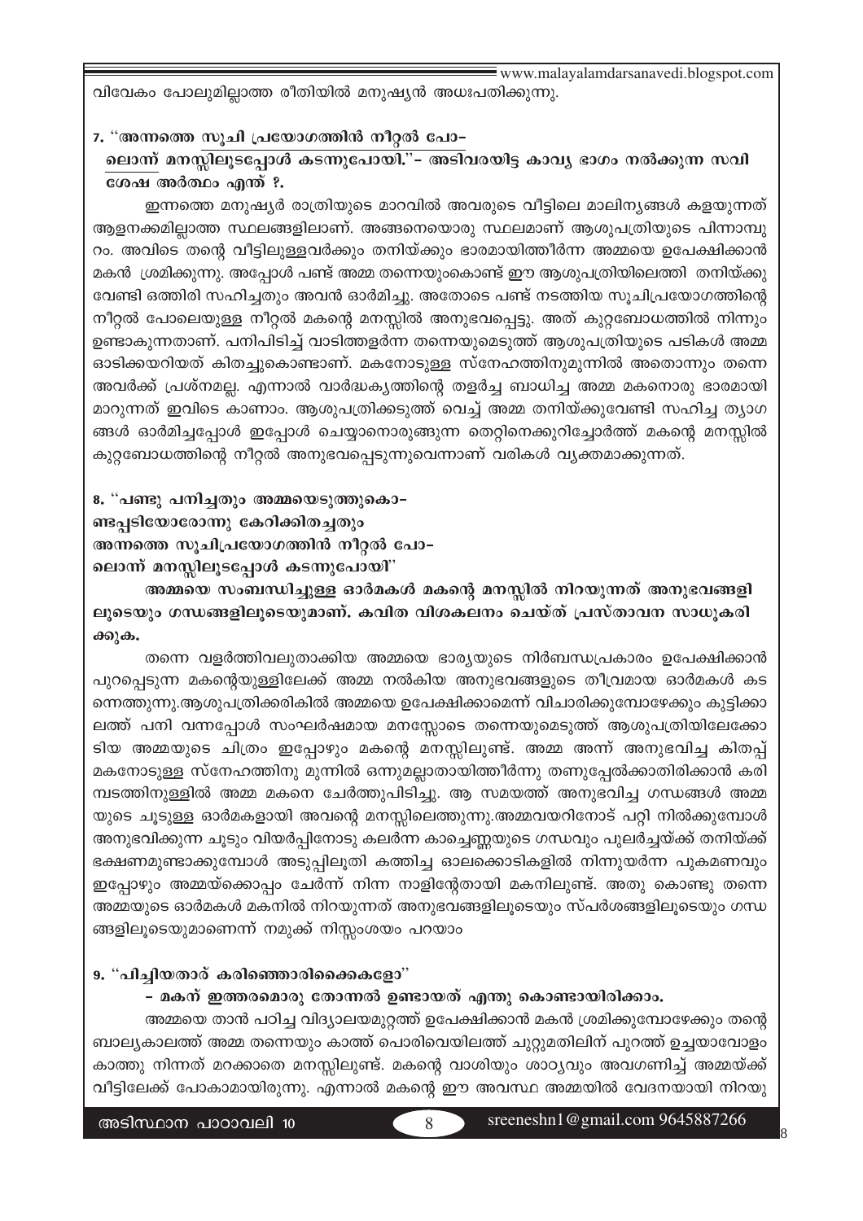വിവേകം പോലുമില്ലാത്ത രീതിയിൽ മനുഷ്യൻ അധഃപതിക്കുന്നു.

**7. "അന്നത്തെ സൂചി പ്രയോഗത്തിൻ നീറ്റൽ പോ–**
**<u>ലൊന്ന്</u> മനസ്സിലൂടപ്പോൾ കടന്നുപോയി."– അടിവരയിട്ട കാവ്യ ഭാഗം നൽക്കുന്ന സവിശേഷ അർത്ഥം എന്ത് ?.**

ഇന്നത്തെ മനുഷ്യർ രാത്രിയുടെ മാറവിൽ അവരുടെ വീട്ടിലെ മാലിന്യങ്ങൾ കളയുന്നത് ആളനക്കമില്ലാത്ത സ്ഥലങ്ങളിലാണ്. അങ്ങനെയൊരു സ്ഥലമാണ് ആശുപത്രിയുടെ പിന്നാമ്പുറം. അവിടെ തന്റെ വീട്ടിലുള്ളവർക്കും തനിയ്ക്കും ഭാരമായിത്തീർന്ന അമ്മയെ ഉപേക്ഷിക്കാൻ മകൻ ശ്രമിക്കുന്നു. അപ്പോൾ പണ്ട് അമ്മ തന്നെയുംകൊണ്ട് ഈ ആശുപത്രിയിലെത്തി തനിയ്ക്കു വേണ്ടി ഒത്തിരി സഹിച്ചതും അവൻ ഓർമിച്ചു. അതോടെ പണ്ട് നടത്തിയ സൂചിപ്രയോഗത്തിന്റെ നീറ്റൽ പോലെയുള്ള നീറ്റൽ മകന്റെ മനസ്സിൽ അനുഭവപ്പെട്ടു. അത് കുറ്റബോധത്തിൽ നിന്നും ഉണ്ടാകുന്നതാണ്. പനിപിടിച്ച് വാടിത്തളർന്ന തന്നെയുമെടുത്ത് ആശുപത്രിയുടെ പടികൾ അമ്മ ഓടിക്കയറിയത് കിതച്ചുകൊണ്ടാണ്. മകനോടുള്ള സ്നേഹത്തിനുമുന്നിൽ അതൊന്നും തന്നെ അവർക്ക് പ്രശ്നമല്ല. എന്നാൽ വാർദ്ധക്യത്തിന്റെ തളർച്ച ബാധിച്ച അമ്മ മകനൊരു ഭാരമായി മാറുന്നത് ഇവിടെ കാണാം. ആശുപത്രിക്കടുത്ത് വെച്ച് അമ്മ തനിയ്ക്കുവേണ്ടി സഹിച്ച ത്യാഗങ്ങൾ ഓർമിച്ചപ്പോൾ ഇപ്പോൾ ചെയ്യാനൊരുങ്ങുന്ന തെറ്റിനെക്കുറിച്ചോർത്ത് മകന്റെ മനസ്സിൽ കുറ്റബോധത്തിന്റെ നീറ്റൽ അനുഭവപ്പെടുന്നുവെന്നാണ് വരികൾ വ്യക്തമാക്കുന്നത്.

**8. "പണ്ടു പനിച്ചതും അമ്മയെടുത്തുകൊ–**
**ണ്ടപ്പടിയോരോന്നു കേറിക്കിതച്ചതും**
**അന്നത്തെ സൂചിപ്രയോഗത്തിൻ നീറ്റൽ പോ–**
**ലൊന്ന് മനസ്സിലൂടപ്പോൾ കടന്നുപോയി"**

**അമ്മയെ സംബന്ധിച്ചുള്ള ഓർമകൾ മകന്റെ മനസ്സിൽ നിറയുന്നത് അനുഭവങ്ങളിലൂടെയും ഗന്ധങ്ങളിലൂടെയുമാണ്. കവിത വിശകലനം ചെയ്ത് പ്രസ്താവന സാധൂകരിക്കുക.**

തന്നെ വളർത്തിവലുതാക്കിയ അമ്മയെ ഭാര്യയുടെ നിർബന്ധപ്രകാരം ഉപേക്ഷിക്കാൻ പുറപ്പെടുന്ന മകന്റെയുള്ളിലേക്ക് അമ്മ നൽകിയ അനുഭവങ്ങളുടെ തീവ്രമായ ഓർമകൾ കടന്നെത്തുന്നു.ആശുപത്രിക്കരികിൽ അമ്മയെ ഉപേക്ഷിക്കാമെന്ന് വിചാരിക്കുമ്പോഴേക്കും കുട്ടിക്കാലത്ത് പനി വന്നപ്പോൾ സംഘർഷമായ മനസ്സോടെ തന്നെയുമെടുത്ത് ആശുപത്രിയിലേക്കോടിയ അമ്മയുടെ ചിത്രം ഇപ്പോഴും മകന്റെ മനസ്സിലുണ്ട്. അമ്മ അന്ന് അനുഭവിച്ച കിതപ്പ് മകനോടുള്ള സ്നേഹത്തിനു മുന്നിൽ ഒന്നുമല്ലാതായിത്തീർന്നു തണുപ്പേൽക്കാതിരിക്കാൻ കരിമ്പടത്തിനുള്ളിൽ അമ്മ മകനെ ചേർത്തുപിടിച്ചു. ആ സമയത്ത് അനുഭവിച്ച ഗന്ധങ്ങൾ അമ്മയുടെ ചൂടുള്ള ഓർമകളായി അവന്റെ മനസ്സിലെത്തുന്നു.അമ്മവയറിനോട് പറ്റി നിൽക്കുമ്പോൾ അനുഭവിക്കുന്ന ചൂടും വിയർപ്പിനോടു കലർന്ന കാച്ചെണ്ണയുടെ ഗന്ധവും പുലർച്ചയ്ക്ക് തനിയ്ക്ക് ഭക്ഷണമുണ്ടാക്കുമ്പോൾ അടുപ്പിലൂതി കത്തിച്ച ഓലക്കൊടികളിൽ നിന്നുയർന്ന പുകമണവും ഇപ്പോഴും അമ്മയ്ക്കൊപ്പം ചേർന്ന് നിന്ന നാളിന്റേതായി മകനിലുണ്ട്. അതു കൊണ്ടു തന്നെ അമ്മയുടെ ഓർമകൾ മകനിൽ നിറയുന്നത് അനുഭവങ്ങളിലൂടെയും സ്പർശങ്ങളിലൂടെയും ഗന്ധങ്ങളിലൂടെയുമാണെന്ന് നമുക്ക് നിസ്സംശയം പറയാം

**9. "പിച്ചിയതാര് കരിഞ്ഞൊരിക്കൈകളോ"**
**– മകന് ഇത്തരമൊരു തോന്നൽ ഉണ്ടായത് എന്തു കൊണ്ടായിരിക്കാം.**

അമ്മയെ താൻ പഠിച്ച വിദ്യാലയമുറ്റത്ത് ഉപേക്ഷിക്കാൻ മകൻ ശ്രമിക്കുമ്പോഴേക്കും തന്റെ ബാല്യകാലത്ത് അമ്മ തന്നെയും കാത്ത് പൊരിവെയിലത്ത് ചുറ്റുമതിലിന് പുറത്ത് ഉച്ചയാവോളം കാത്തു നിന്നത് മറക്കാതെ മനസ്സിലുണ്ട്. മകന്റെ വാശിയും ശാഠ്യവും അവഗണിച്ച് അമ്മയ്ക്ക് വീട്ടിലേക്ക് പോകാമായിരുന്നു. എന്നാൽ മകന്റെ ഈ അവസ്ഥ അമ്മയിൽ വേദനയായി നിറയു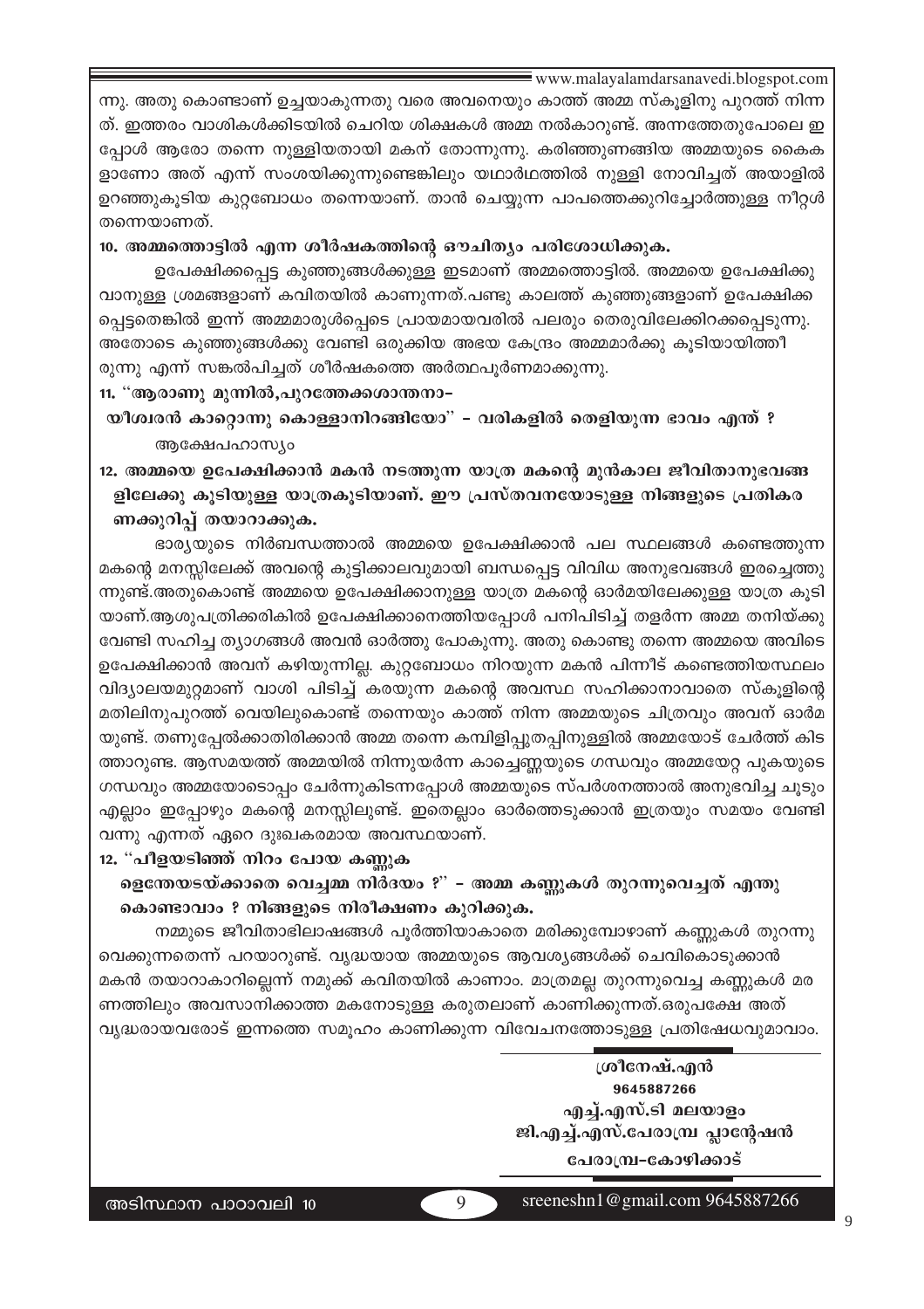ന്നു. അതു കൊണ്ടാണ് ഉച്ചയാകുന്നതു വരെ അവനെയും കാത്ത് അമ്മ സ്കൂളിനു പുറത്ത് നിന്ന ത്. ഇത്തരം വാശികൾക്കിടയിൽ ചെറിയ ശിക്ഷകൾ അമ്മ നൽകാറുണ്ട്. അന്നത്തേതുപോലെ ഇ പ്പോൾ ആരോ തന്നെ നുള്ളിയതായി മകന് തോന്നുന്നു. കരിഞ്ഞുണങ്ങിയ അമ്മയുടെ കൈക ളാണോ അത് എന്ന് സംശയിക്കുന്നുണ്ടെങ്കിലും യഥാർഥത്തിൽ നുള്ളി നോവിച്ചത് അയാളിൽ ഉറഞ്ഞുകൂടിയ കുറ്റബോധം തന്നെയാണ്. താൻ ചെയ്യുന്ന പാപത്തെക്കുറിച്ചോർത്തുള്ള നീറ്റൾ തന്നെയാണത്.

**10. അമ്മത്തൊട്ടിൽ എന്ന ശീർഷകത്തിന്റെ ഔചിത്യം പരിശോധിക്കുക.**

ഉപേക്ഷിക്കപ്പെട്ട കുഞ്ഞുങ്ങൾക്കുള്ള ഇടമാണ് അമ്മത്തൊട്ടിൽ. അമ്മയെ ഉപേക്ഷിക്കു വാനുള്ള ശ്രമങ്ങളാണ് കവിതയിൽ കാണുന്നത്.പണ്ടു കാലത്ത് കുഞ്ഞുങ്ങളാണ് ഉപേക്ഷിക്ക പ്പെട്ടതെങ്കിൽ ഇന്ന് അമ്മമാരുൾപ്പെടെ പ്രായമായവരിൽ പലരും തെരുവിലേക്കിറക്കപ്പെടുന്നു. അതോടെ കുഞ്ഞുങ്ങൾക്കു വേണ്ടി ഒരുക്കിയ അഭയ കേന്ദ്രം അമ്മമാർക്കു കൂടിയായിത്തീ രുന്നു എന്ന് സങ്കൽപിച്ചത് ശീർഷകത്തെ അർത്ഥപൂർണമാക്കുന്നു.

**11. "ആരാണു മുന്നിൽ,പുറത്തേക്കശാന്തനാ–**
**യീശ്വരൻ കാറ്റൊന്നു കൊള്ളാനിറങ്ങിയോ" – വരികളിൽ തെളിയുന്ന ഭാവം എന്ത് ?**

ആക്ഷേപഹാസ്യം

**12. അമ്മയെ ഉപേക്ഷിക്കാൻ മകൻ നടത്തുന്ന യാത്ര മകന്റെ മുൻകാല ജീവിതാനുഭവങ്ങ ളിലേക്കു കൂടിയുള്ള യാത്രകൂടിയാണ്. ഈ പ്രസ്തവനയോടുള്ള നിങ്ങളുടെ പ്രതികര ണക്കുറിപ്പ് തയാറാക്കുക.**

ഭാര്യയുടെ നിർബന്ധത്താൽ അമ്മയെ ഉപേക്ഷിക്കാൻ പല സ്ഥലങ്ങൾ കണ്ടെത്തുന്ന മകന്റെ മനസ്സിലേക്ക് അവന്റെ കുട്ടിക്കാലവുമായി ബന്ധപ്പെട്ട വിവിധ അനുഭവങ്ങൾ ഇരച്ചെത്തു ന്നുണ്ട്.അതുകൊണ്ട് അമ്മയെ ഉപേക്ഷിക്കാനുള്ള യാത്ര മകന്റെ ഓർമയിലേക്കുള്ള യാത്ര കൂടി യാണ്.ആശുപത്രിക്കരികിൽ ഉപേക്ഷിക്കാനെത്തിയപ്പോൾ പനിപിടിച്ച് തളർന്ന അമ്മ തനിയ്ക്കു വേണ്ടി സഹിച്ച ത്യാഗങ്ങൾ അവൻ ഓർത്തു പോകുന്നു. അതു കൊണ്ടു തന്നെ അമ്മയെ അവിടെ ഉപേക്ഷിക്കാൻ അവന് കഴിയുന്നില്ല. കുറ്റബോധം നിറയുന്ന മകൻ പിന്നീട് കണ്ടെത്തിയസ്ഥലം വിദ്യാലയമുറ്റമാണ് വാശി പിടിച്ച് കരയുന്ന മകന്റെ അവസ്ഥ സഹിക്കാനാവാതെ സ്കൂളിന്റെ മതിലിനുപുറത്ത് വെയിലുകൊണ്ട് തന്നെയും കാത്ത് നിന്ന അമ്മയുടെ ചിത്രവും അവന് ഓർമ യുണ്ട്. തണുപ്പേൽക്കാതിരിക്കാൻ അമ്മ തന്നെ കമ്പിളിപ്പുതപ്പിനുള്ളിൽ അമ്മയോട് ചേർത്ത് കിട ത്താറുണ്ട. ആസമയത്ത് അമ്മയിൽ നിന്നുയർന്ന കാച്ചെണ്ണയുടെ ഗന്ധവും അമ്മയേറ്റ പുകയുടെ ഗന്ധവും അമ്മയോടൊപ്പം ചേർന്നുകിടന്നപ്പോൾ അമ്മയുടെ സ്പർശനത്താൽ അനുഭവിച്ച ചൂടും എല്ലാം ഇപ്പോഴും മകന്റെ മനസ്സിലുണ്ട്. ഇതെല്ലാം ഓർത്തെടുക്കാൻ ഇത്രയും സമയം വേണ്ടി വന്നു എന്നത് ഏറെ ദുഃഖകരമായ അവസ്ഥയാണ്.

**12. "പീളയടിഞ്ഞ് നിറം പോയ കണ്ണുക**
**ളെന്തേയടയ്ക്കാതെ വെച്ചമ്മ നിർദയം ?" – അമ്മ കണ്ണുകൾ തുറന്നുവെച്ചത് എന്തു കൊണ്ടാവാം ? നിങ്ങളുടെ നിരീക്ഷണം കുറിക്കുക.**

നമ്മുടെ ജീവിതാഭിലാഷങ്ങൾ പൂർത്തിയാകാതെ മരിക്കുമ്പോഴാണ് കണ്ണുകൾ തുറന്നു വെക്കുന്നതെന്ന് പറയാറുണ്ട്. വൃദ്ധയായ അമ്മയുടെ ആവശ്യങ്ങൾക്ക് ചെവികൊടുക്കാൻ മകൻ തയാറാകാറില്ലെന്ന് നമുക്ക് കവിതയിൽ കാണാം. മാത്രമല്ല തുറന്നുവെച്ച കണ്ണുകൾ മര ണത്തിലും അവസാനിക്കാത്ത മകനോടുള്ള കരുതലാണ് കാണിക്കുന്നത്.ഒരുപക്ഷേ അത് വൃദ്ധരായവരോട് ഇന്നത്തെ സമൂഹം കാണിക്കുന്ന വിവേചനത്തോടുള്ള പ്രതിഷേധവുമാവാം.

**ശ്രീനേഷ്.എൻ**
**9645887266**
**എച്ച്.എസ്.ടി മലയാളം**
**ജി.എച്ച്.എസ്.പേരാമ്പ്ര പ്ലാന്റേഷൻ**
**പേരാമ്പ്ര–കോഴിക്കോട്**